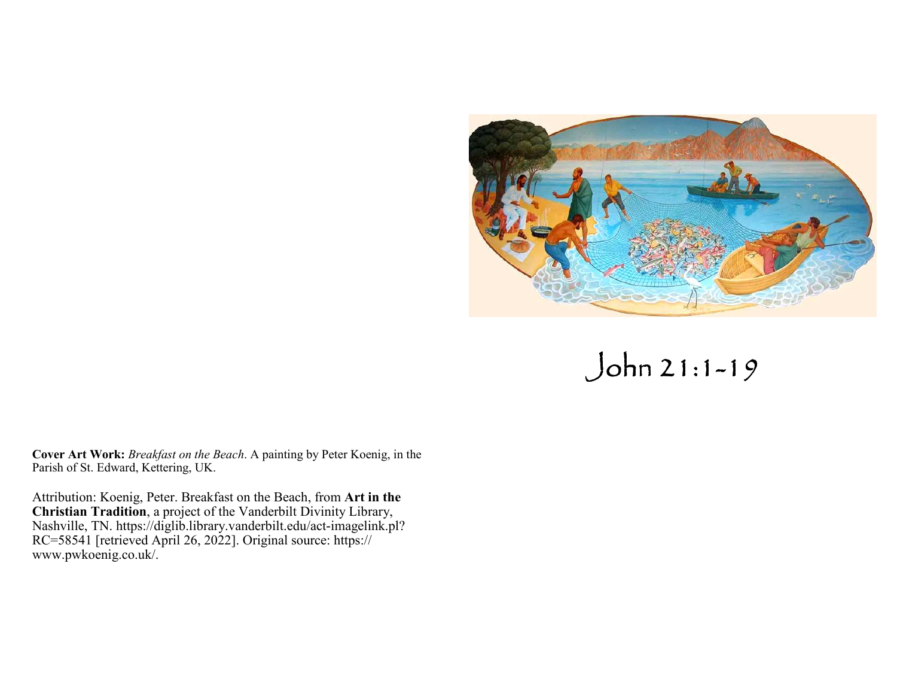# John 21:1-19

**Cover Art Work:** *Breakfast on the Beach*. A painting by Peter Koenig, in the Parish of St. Edward, Kettering, UK.

Attribution: Koenig, Peter. Breakfast on the Beach, from **Art in the Christian Tradition**, a project of the Vanderbilt Divinity Library, Nashville, TN. https://diglib.library.vanderbilt.edu/act-imagelink.pl?RC=58541 [retrieved April 26, 2022]. Original source: https://www.pwkoenig.co.uk/.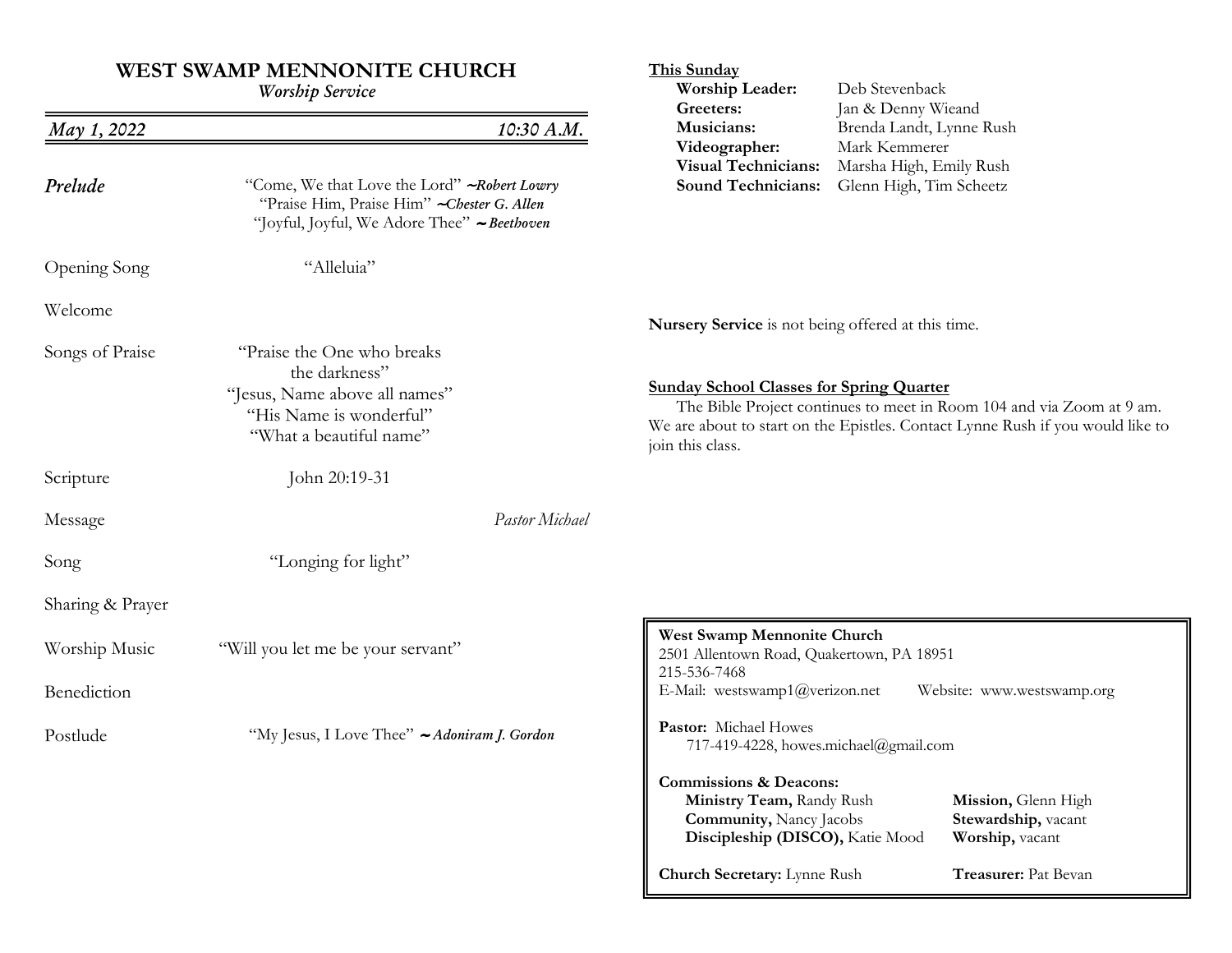# WEST SWAMP MENNONITE CHURCH

*Worship Service*

*May 1, 2022* *10:30 A.M.*

***Prelude*** "Come, We that Love the Lord" ~***Robert Lowry***
"Praise Him, Praise Him" ~***Chester G. Allen***
"Joyful, Joyful, We Adore Thee" ~***Beethoven***

Opening Song "Alleluia"

Welcome

Songs of Praise "Praise the One who breaks the darkness"
"Jesus, Name above all names"
"His Name is wonderful"
"What a beautiful name"

Scripture John 20:19-31

Message *Pastor Michael*

Song "Longing for light"

Sharing & Prayer

Worship Music "Will you let me be your servant"

Benediction

Postlude "My Jesus, I Love Thee" ~***Adoniram J. Gordon***

---

**This Sunday**

**Worship Leader:** Deb Stevenback
**Greeters:** Jan & Denny Wieand
**Musicians:** Brenda Landt, Lynne Rush
**Videographer:** Mark Kemmerer
**Visual Technicians:** Marsha High, Emily Rush
**Sound Technicians:** Glenn High, Tim Scheetz

**Nursery Service** is not being offered at this time.

**Sunday School Classes for Spring Quarter**

The Bible Project continues to meet in Room 104 and via Zoom at 9 am. We are about to start on the Epistles. Contact Lynne Rush if you would like to join this class.

---

**West Swamp Mennonite Church**
2501 Allentown Road, Quakertown, PA 18951
215-536-7468
E-Mail: westswamp1@verizon.net Website: www.westswamp.org

**Pastor:** Michael Howes
717-419-4228, howes.michael@gmail.com

**Commissions & Deacons:**
**Ministry Team,** Randy Rush
**Mission,** Glenn High
**Community,** Nancy Jacobs
**Stewardship,** vacant
**Discipleship (DISCO),** Katie Mood
**Worship,** vacant

**Church Secretary:** Lynne Rush
**Treasurer:** Pat Bevan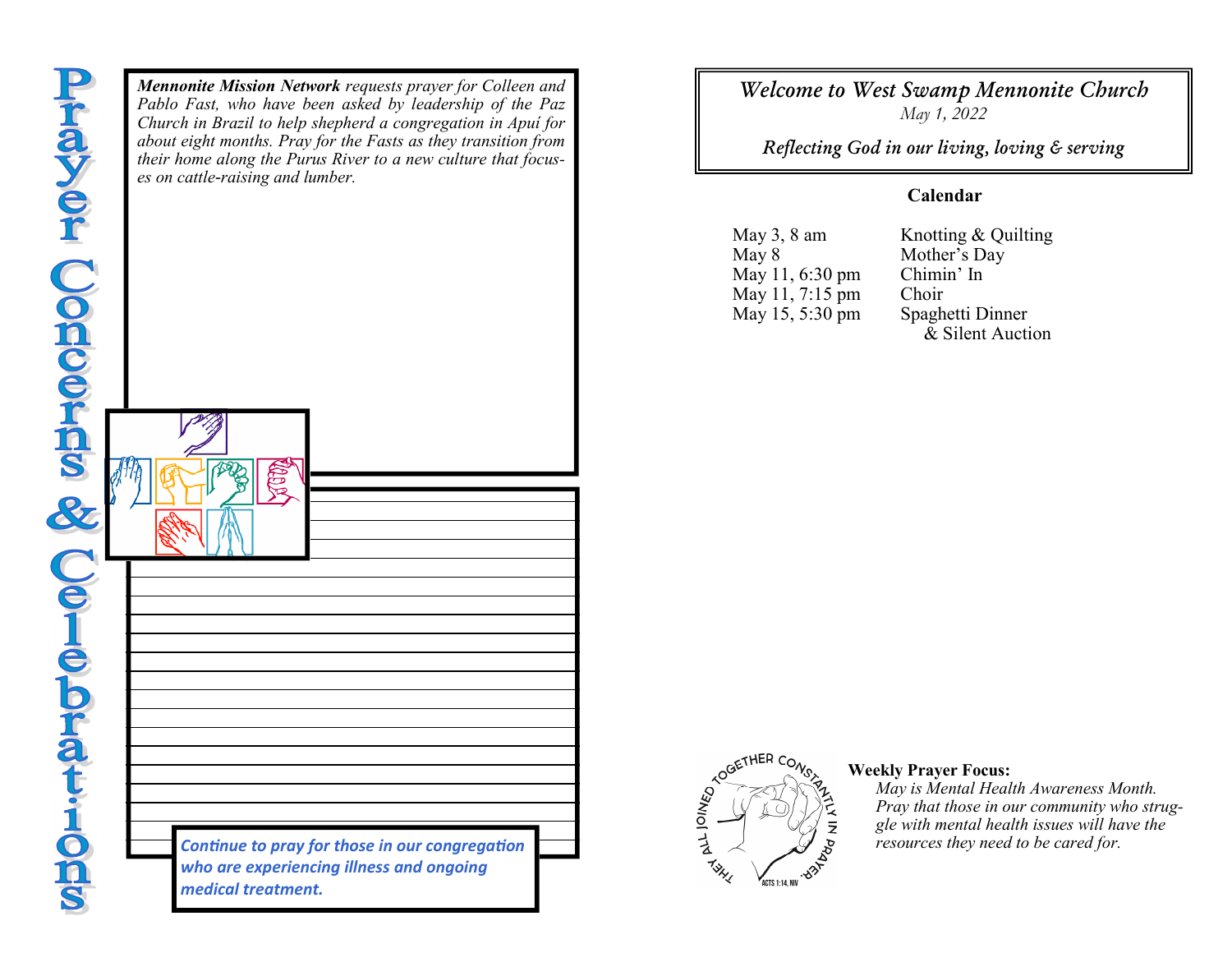# Prayer Concerns & Celebrations

***Mennonite Mission Network** requests prayer for Colleen and Pablo Fast, who have been asked by leadership of the Paz Church in Brazil to help shepherd a congregation in Apuí for about eight months. Pray for the Fasts as they transition from their home along the Purus River to a new culture that focuses on cattle-raising and lumber.*

***Continue to pray for those in our congregation who are experiencing illness and ongoing medical treatment.***

## *Welcome to West Swamp Mennonite Church*

*May 1, 2022*

*Reflecting God in our living, loving & serving*

### Calendar

| | |
|---|---|
| May 3, 8 am | Knotting & Quilting |
| May 8 | Mother's Day |
| May 11, 6:30 pm | Chimin' In |
| May 11, 7:15 pm | Choir |
| May 15, 5:30 pm | Spaghetti Dinner & Silent Auction |

THEY ALL JOINED TOGETHER CONSTANTLY IN PRAYER. ACTS 1:14, NIV

**Weekly Prayer Focus:**

*May is Mental Health Awareness Month. Pray that those in our community who struggle with mental health issues will have the resources they need to be cared for.*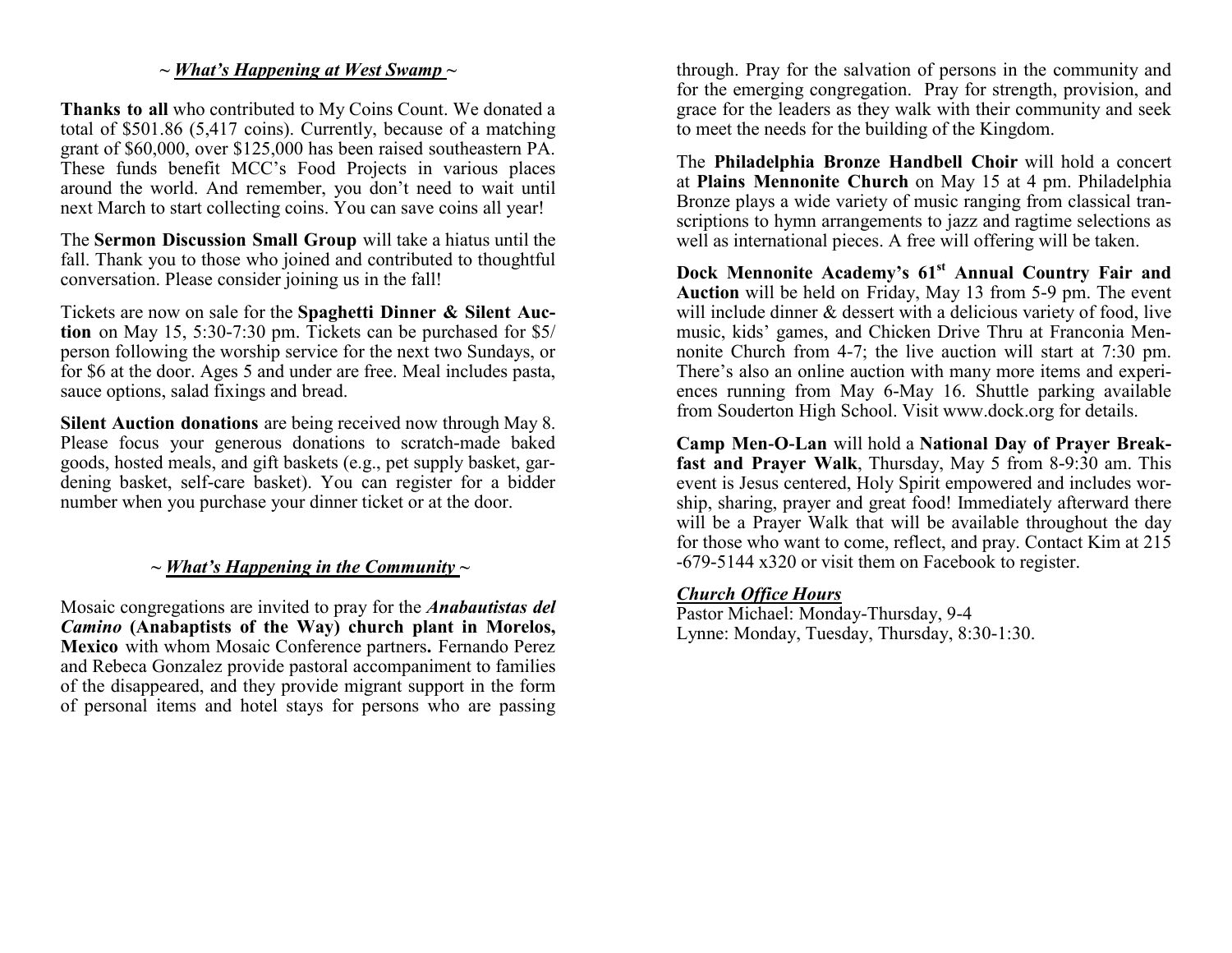## ~ *What's Happening at West Swamp* ~

**Thanks to all** who contributed to My Coins Count. We donated a total of $501.86 (5,417 coins). Currently, because of a matching grant of $60,000, over $125,000 has been raised southeastern PA. These funds benefit MCC's Food Projects in various places around the world. And remember, you don't need to wait until next March to start collecting coins. You can save coins all year!

The **Sermon Discussion Small Group** will take a hiatus until the fall. Thank you to those who joined and contributed to thoughtful conversation. Please consider joining us in the fall!

Tickets are now on sale for the **Spaghetti Dinner & Silent Auction** on May 15, 5:30-7:30 pm. Tickets can be purchased for $5/person following the worship service for the next two Sundays, or for $6 at the door. Ages 5 and under are free. Meal includes pasta, sauce options, salad fixings and bread.

**Silent Auction donations** are being received now through May 8. Please focus your generous donations to scratch-made baked goods, hosted meals, and gift baskets (e.g., pet supply basket, gardening basket, self-care basket). You can register for a bidder number when you purchase your dinner ticket or at the door.

## ~ *What's Happening in the Community* ~

Mosaic congregations are invited to pray for the ***Anabautistas del Camino*** **(Anabaptists of the Way) church plant in Morelos, Mexico** with whom Mosaic Conference partners**.** Fernando Perez and Rebeca Gonzalez provide pastoral accompaniment to families of the disappeared, and they provide migrant support in the form of personal items and hotel stays for persons who are passing through. Pray for the salvation of persons in the community and for the emerging congregation. Pray for strength, provision, and grace for the leaders as they walk with their community and seek to meet the needs for the building of the Kingdom.

The **Philadelphia Bronze Handbell Choir** will hold a concert at **Plains Mennonite Church** on May 15 at 4 pm. Philadelphia Bronze plays a wide variety of music ranging from classical transcriptions to hymn arrangements to jazz and ragtime selections as well as international pieces. A free will offering will be taken.

**Dock Mennonite Academy's 61st Annual Country Fair and Auction** will be held on Friday, May 13 from 5-9 pm. The event will include dinner & dessert with a delicious variety of food, live music, kids' games, and Chicken Drive Thru at Franconia Mennonite Church from 4-7; the live auction will start at 7:30 pm. There's also an online auction with many more items and experiences running from May 6-May 16. Shuttle parking available from Souderton High School. Visit www.dock.org for details.

**Camp Men-O-Lan** will hold a **National Day of Prayer Breakfast and Prayer Walk**, Thursday, May 5 from 8-9:30 am. This event is Jesus centered, Holy Spirit empowered and includes worship, sharing, prayer and great food! Immediately afterward there will be a Prayer Walk that will be available throughout the day for those who want to come, reflect, and pray. Contact Kim at 215-679-5144 x320 or visit them on Facebook to register.

### *Church Office Hours*

Pastor Michael: Monday-Thursday, 9-4
Lynne: Monday, Tuesday, Thursday, 8:30-1:30.